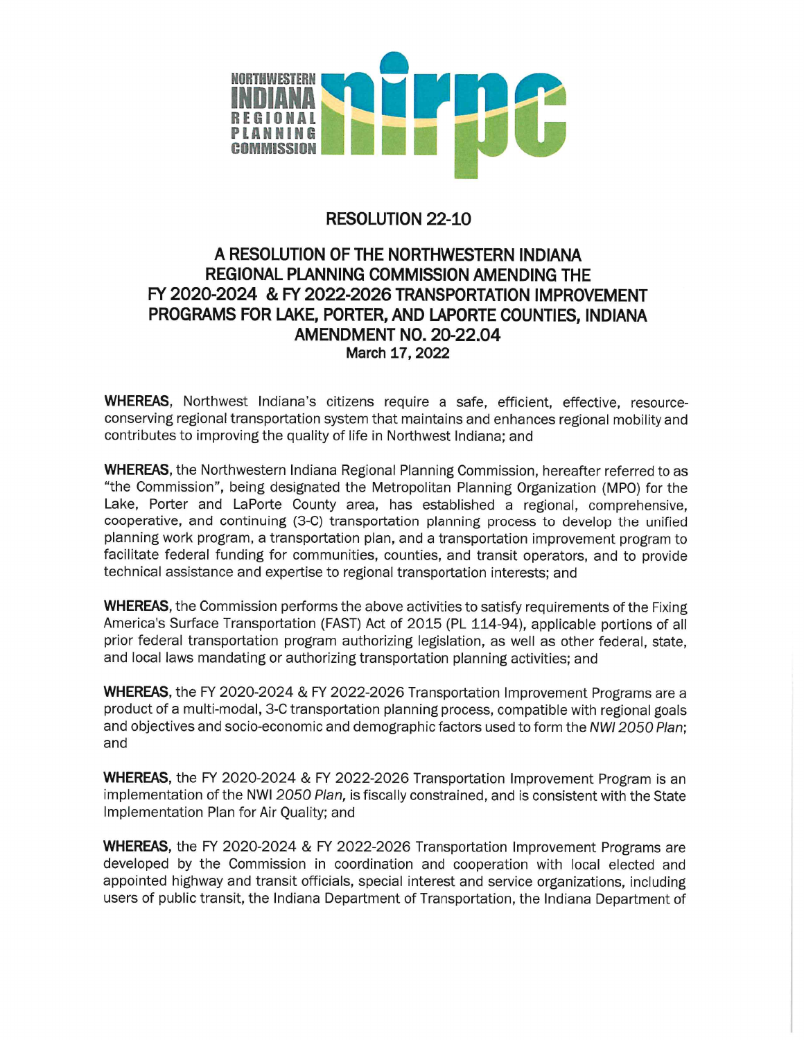NORTHWESTERN INDIANA REGIONAL PLANNING COMMISSION

# RESOLUTION 22-10

## A RESOLUTION OF THE NORTHWESTERN INDIANA REGIONAL PLANNING COMMISSION AMENDING THE FY 2020-2024 & FY 2022-2026 TRANSPORTATION IMPROVEMENT PROGRAMS FOR LAKE, PORTER, AND LAPORTE COUNTIES, INDIANA AMENDMENT NO. 20-22.04

**March 17, 2022**

**WHEREAS**, Northwest Indiana's citizens require a safe, efficient, effective, resource-conserving regional transportation system that maintains and enhances regional mobility and contributes to improving the quality of life in Northwest Indiana; and

**WHEREAS**, the Northwestern Indiana Regional Planning Commission, hereafter referred to as "the Commission", being designated the Metropolitan Planning Organization (MPO) for the Lake, Porter and LaPorte County area, has established a regional, comprehensive, cooperative, and continuing (3-C) transportation planning process to develop the unified planning work program, a transportation plan, and a transportation improvement program to facilitate federal funding for communities, counties, and transit operators, and to provide technical assistance and expertise to regional transportation interests; and

**WHEREAS**, the Commission performs the above activities to satisfy requirements of the Fixing America's Surface Transportation (FAST) Act of 2015 (PL 114-94), applicable portions of all prior federal transportation program authorizing legislation, as well as other federal, state, and local laws mandating or authorizing transportation planning activities; and

**WHEREAS**, the FY 2020-2024 & FY 2022-2026 Transportation Improvement Programs are a product of a multi-modal, 3-C transportation planning process, compatible with regional goals and objectives and socio-economic and demographic factors used to form the *NWI 2050 Plan*; and

**WHEREAS**, the FY 2020-2024 & FY 2022-2026 Transportation Improvement Program is an implementation of the NWI *2050 Plan,* is fiscally constrained, and is consistent with the State Implementation Plan for Air Quality; and

**WHEREAS**, the FY 2020-2024 & FY 2022-2026 Transportation Improvement Programs are developed by the Commission in coordination and cooperation with local elected and appointed highway and transit officials, special interest and service organizations, including users of public transit, the Indiana Department of Transportation, the Indiana Department of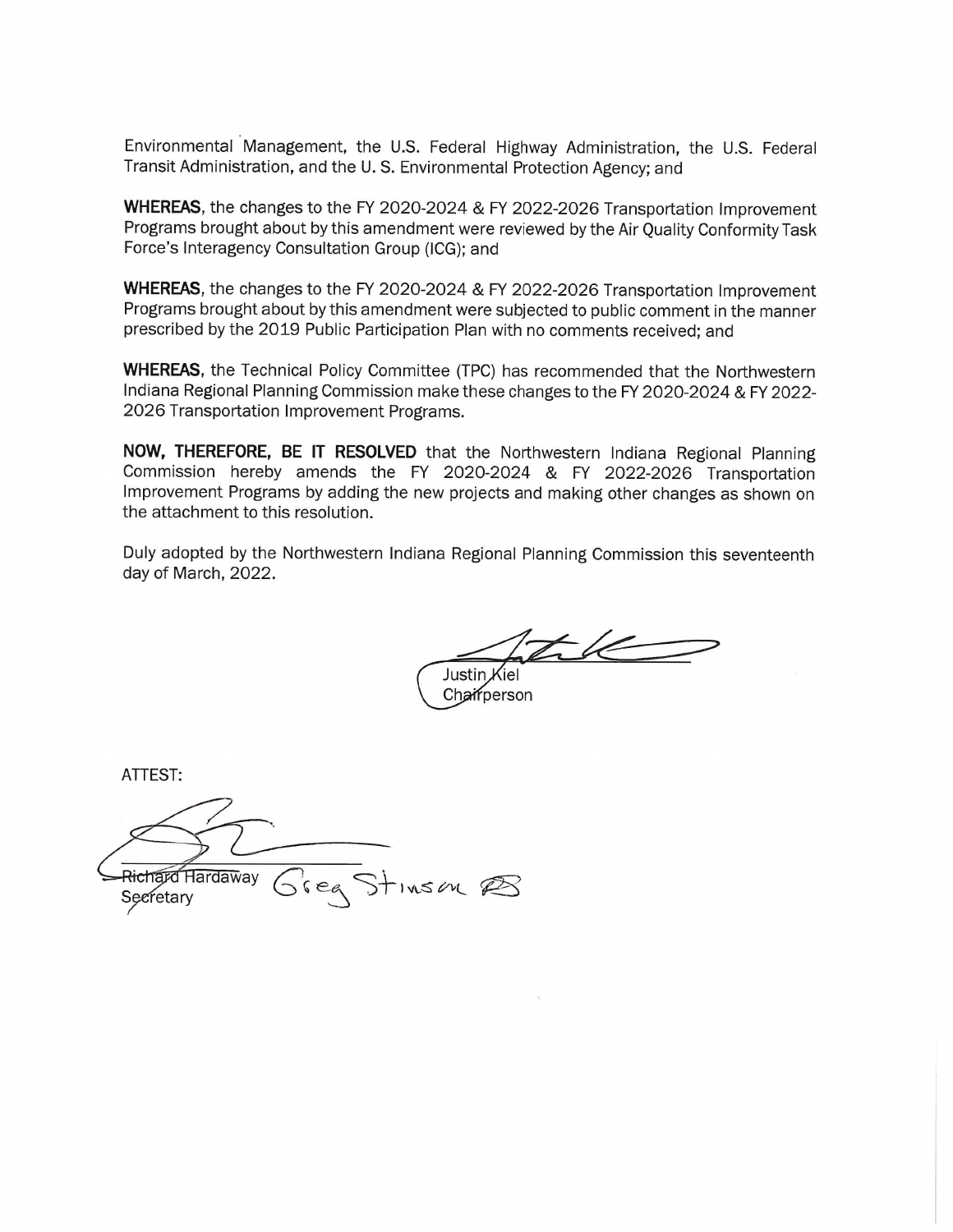Environmental Management, the U.S. Federal Highway Administration, the U.S. Federal Transit Administration, and the U. S. Environmental Protection Agency; and

**WHEREAS**, the changes to the FY 2020-2024 & FY 2022-2026 Transportation Improvement Programs brought about by this amendment were reviewed by the Air Quality Conformity Task Force's Interagency Consultation Group (ICG); and

**WHEREAS**, the changes to the FY 2020-2024 & FY 2022-2026 Transportation Improvement Programs brought about by this amendment were subjected to public comment in the manner prescribed by the 2019 Public Participation Plan with no comments received; and

**WHEREAS**, the Technical Policy Committee (TPC) has recommended that the Northwestern Indiana Regional Planning Commission make these changes to the FY 2020-2024 & FY 2022-2026 Transportation Improvement Programs.

**NOW, THEREFORE, BE IT RESOLVED** that the Northwestern Indiana Regional Planning Commission hereby amends the FY 2020-2024 & FY 2022-2026 Transportation Improvement Programs by adding the new projects and making other changes as shown on the attachment to this resolution.

Duly adopted by the Northwestern Indiana Regional Planning Commission this seventeenth day of March, 2022.

Justin Kiel
Chairperson

ATTEST:

Richard Hardaway
Secretary

Greg Stinson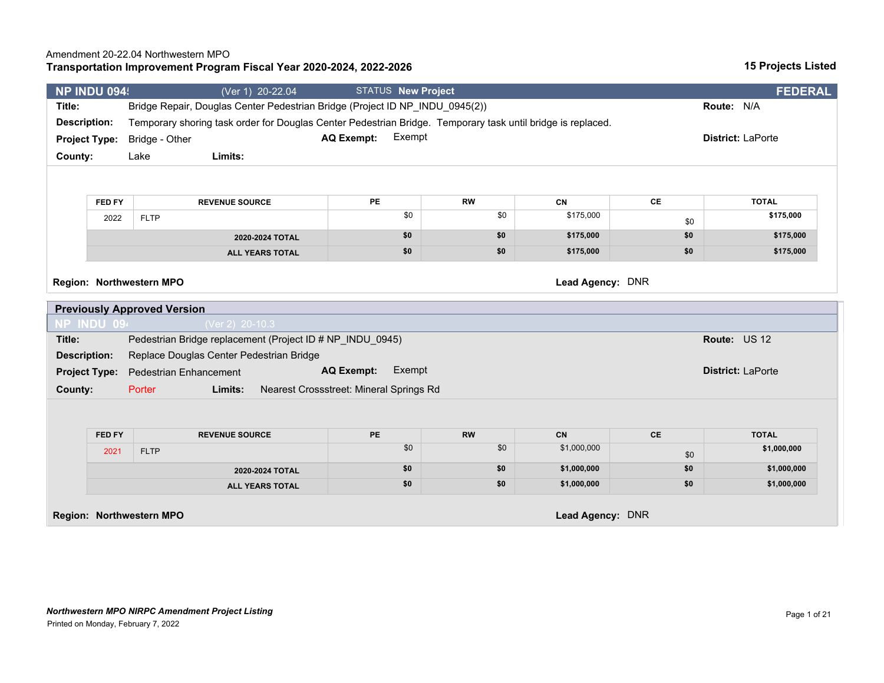Amendment 20-22.04 Northwestern MPO

**Transportation Improvement Program Fiscal Year 2020-2024, 2022-2026**

**15 Projects Listed**

## NP INDU 094! (Ver 1) 20-22.04 STATUS New Project — FEDERAL

**Title:** Bridge Repair, Douglas Center Pedestrian Bridge (Project ID NP_INDU_0945(2))

**Route:** N/A

**Description:** Temporary shoring task order for Douglas Center Pedestrian Bridge. Temporary task until bridge is replaced.

**Project Type:** Bridge - Other

**AQ Exempt:** Exempt

**District:** LaPorte

**County:** Lake

**Limits:**

| FED FY | REVENUE SOURCE | PE | RW | CN | CE | TOTAL |
|---|---|---|---|---|---|---|
| 2022 | FLTP | $0 | $0 | $175,000 | $0 | **$175,000** |
| | **2020-2024 TOTAL** | **$0** | **$0** | **$175,000** | **$0** | **$175,000** |
| | **ALL YEARS TOTAL** | **$0** | **$0** | **$175,000** | **$0** | **$175,000** |

**Region: Northwestern MPO**

**Lead Agency:** DNR

### Previously Approved Version

**NP INDU 09** (Ver 2) 20-10.3

**Title:** Pedestrian Bridge replacement (Project ID # NP_INDU_0945)

**Route:** US 12

**Description:** Replace Douglas Center Pedestrian Bridge

**Project Type:** Pedestrian Enhancement

**AQ Exempt:** Exempt

**District:** LaPorte

**County:** Porter

**Limits:** Nearest Crossstreet: Mineral Springs Rd

| FED FY | REVENUE SOURCE | PE | RW | CN | CE | TOTAL |
|---|---|---|---|---|---|---|
| 2021 | FLTP | $0 | $0 | $1,000,000 | $0 | **$1,000,000** |
| | **2020-2024 TOTAL** | **$0** | **$0** | **$1,000,000** | **$0** | **$1,000,000** |
| | **ALL YEARS TOTAL** | **$0** | **$0** | **$1,000,000** | **$0** | **$1,000,000** |

**Region: Northwestern MPO**

**Lead Agency:** DNR

***Northwestern MPO NIRPC Amendment Project Listing***

Printed on Monday, February 7, 2022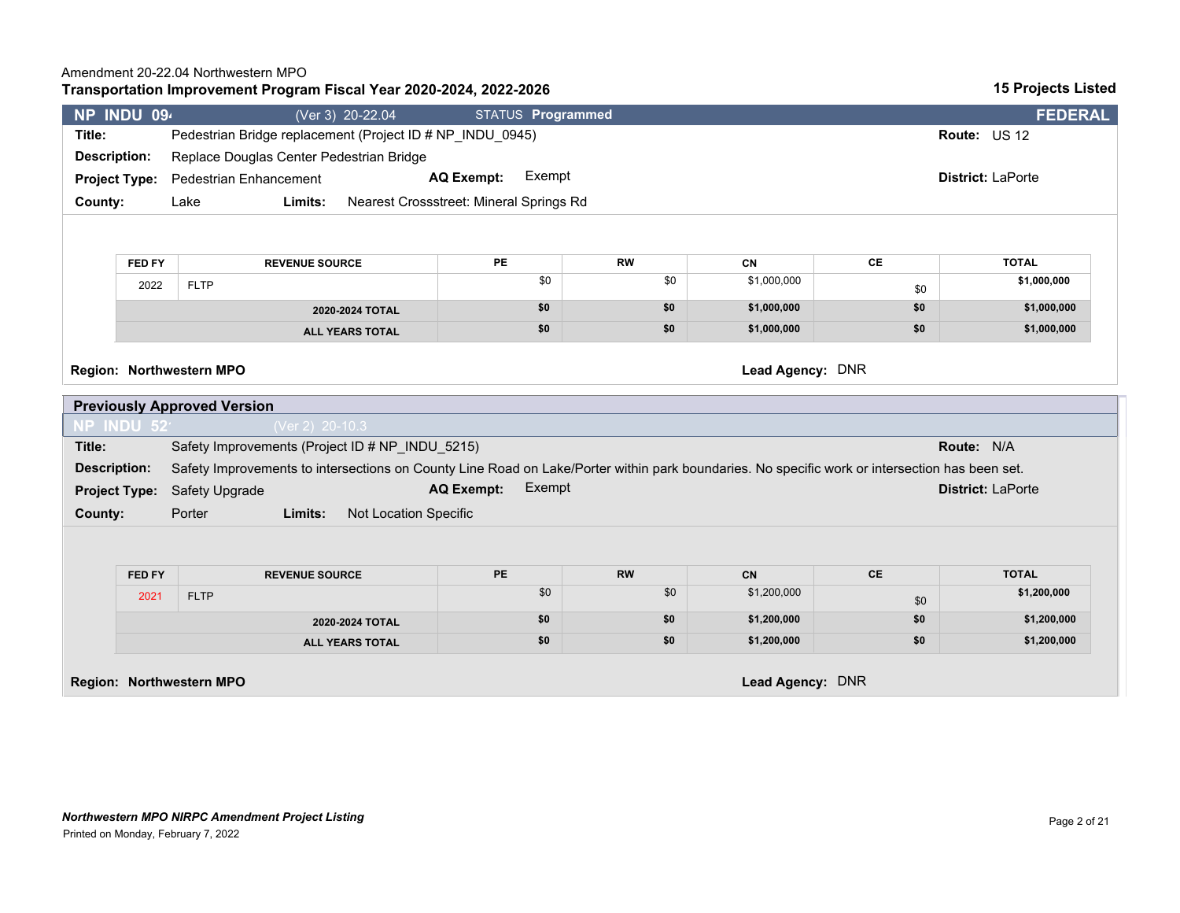Amendment 20-22.04 Northwestern MPO

**Transportation Improvement Program Fiscal Year 2020-2024, 2022-2026**

**15 Projects Listed**

## NP_INDU_094 (Ver 3) 20-22.04 STATUS **Programmed** — FEDERAL

**Title:** Pedestrian Bridge replacement (Project ID # NP_INDU_0945)

**Route:** US 12

**Description:** Replace Douglas Center Pedestrian Bridge

**Project Type:** Pedestrian Enhancement

**AQ Exempt:** Exempt

**District:** LaPorte

**County:** Lake

**Limits:** Nearest Crossstreet: Mineral Springs Rd

| FED FY | REVENUE SOURCE | PE | RW | CN | CE | TOTAL |
|---|---|---|---|---|---|---|
| 2022 | FLTP | $0 | $0 | $1,000,000 | $0 | **$1,000,000** |
| | **2020-2024 TOTAL** | **$0** | **$0** | **$1,000,000** | **$0** | **$1,000,000** |
| | **ALL YEARS TOTAL** | **$0** | **$0** | **$1,000,000** | **$0** | **$1,000,000** |

**Region: Northwestern MPO**

**Lead Agency:** DNR

## Previously Approved Version

### NP_INDU_52 (Ver 2) 20-10.3

**Title:** Safety Improvements (Project ID # NP_INDU_5215)

**Route:** N/A

**Description:** Safety Improvements to intersections on County Line Road on Lake/Porter within park boundaries. No specific work or intersection has been set.

**Project Type:** Safety Upgrade

**AQ Exempt:** Exempt

**District:** LaPorte

**County:** Porter

**Limits:** Not Location Specific

| FED FY | REVENUE SOURCE | PE | RW | CN | CE | TOTAL |
|---|---|---|---|---|---|---|
| 2021 | FLTP | $0 | $0 | $1,200,000 | $0 | **$1,200,000** |
| | **2020-2024 TOTAL** | **$0** | **$0** | **$1,200,000** | **$0** | **$1,200,000** |
| | **ALL YEARS TOTAL** | **$0** | **$0** | **$1,200,000** | **$0** | **$1,200,000** |

**Region: Northwestern MPO**

**Lead Agency:** DNR

***Northwestern MPO NIRPC Amendment Project Listing***

Printed on Monday, February 7, 2022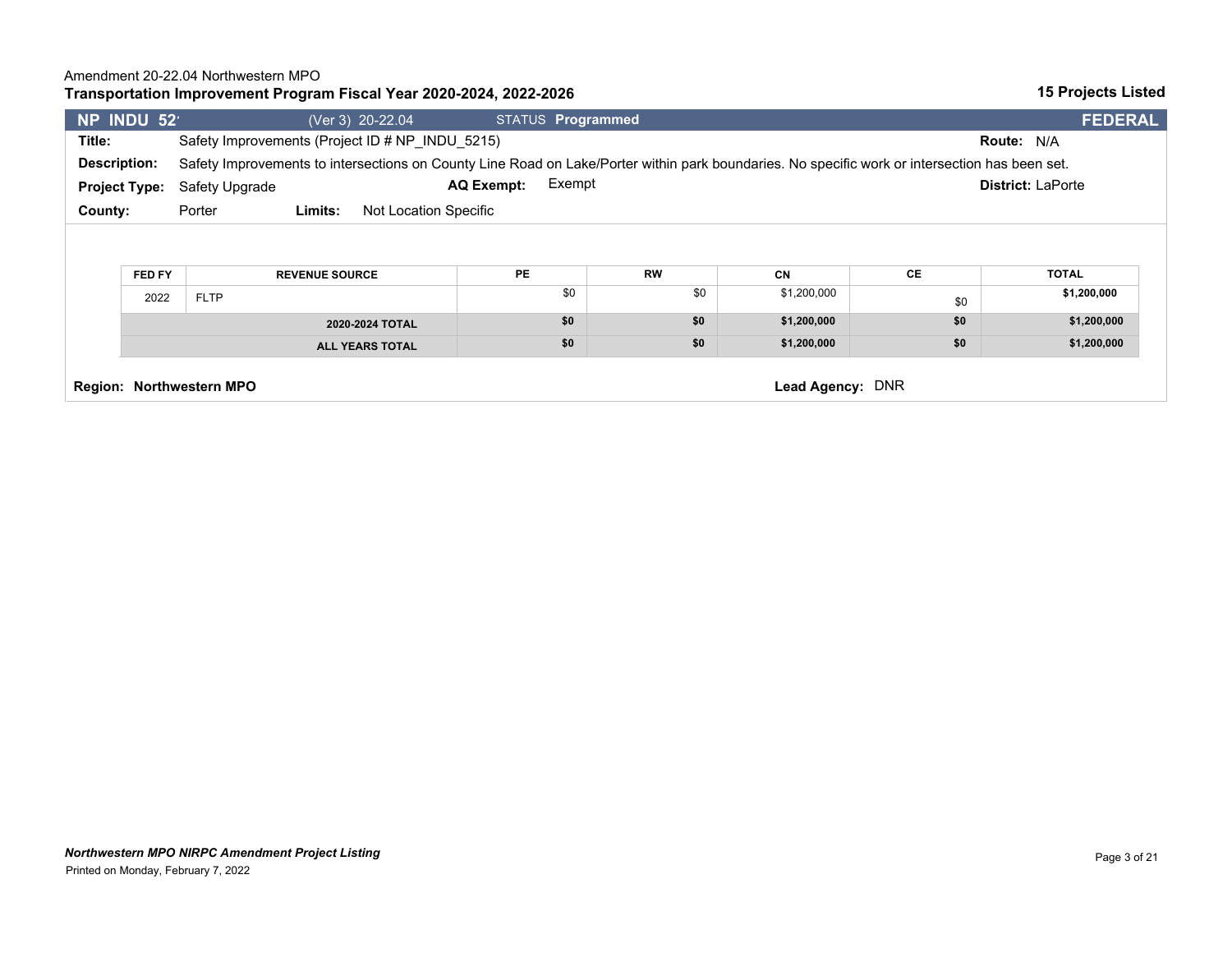Amendment 20-22.04 Northwestern MPO

**Transportation Improvement Program Fiscal Year 2020-2024, 2022-2026**

**15 Projects Listed**

**NP INDU 52'** (Ver 3) 20-22.04 STATUS **Programmed** **FEDERAL**

**Title:** Safety Improvements (Project ID # NP_INDU_5215) **Route:** N/A

**Description:** Safety Improvements to intersections on County Line Road on Lake/Porter within park boundaries. No specific work or intersection has been set.

**Project Type:** Safety Upgrade **AQ Exempt:** Exempt **District:** LaPorte

**County:** Porter **Limits:** Not Location Specific

| FED FY | REVENUE SOURCE | PE | RW | CN | CE | TOTAL |
|---|---|---|---|---|---|---|
| 2022 | FLTP | $0 | $0 | $1,200,000 | $0 | **$1,200,000** |
| | **2020-2024 TOTAL** | **$0** | **$0** | **$1,200,000** | **$0** | **$1,200,000** |
| | **ALL YEARS TOTAL** | **$0** | **$0** | **$1,200,000** | **$0** | **$1,200,000** |

**Region: Northwestern MPO** **Lead Agency:** DNR

***Northwestern MPO NIRPC Amendment Project Listing***

Printed on Monday, February 7, 2022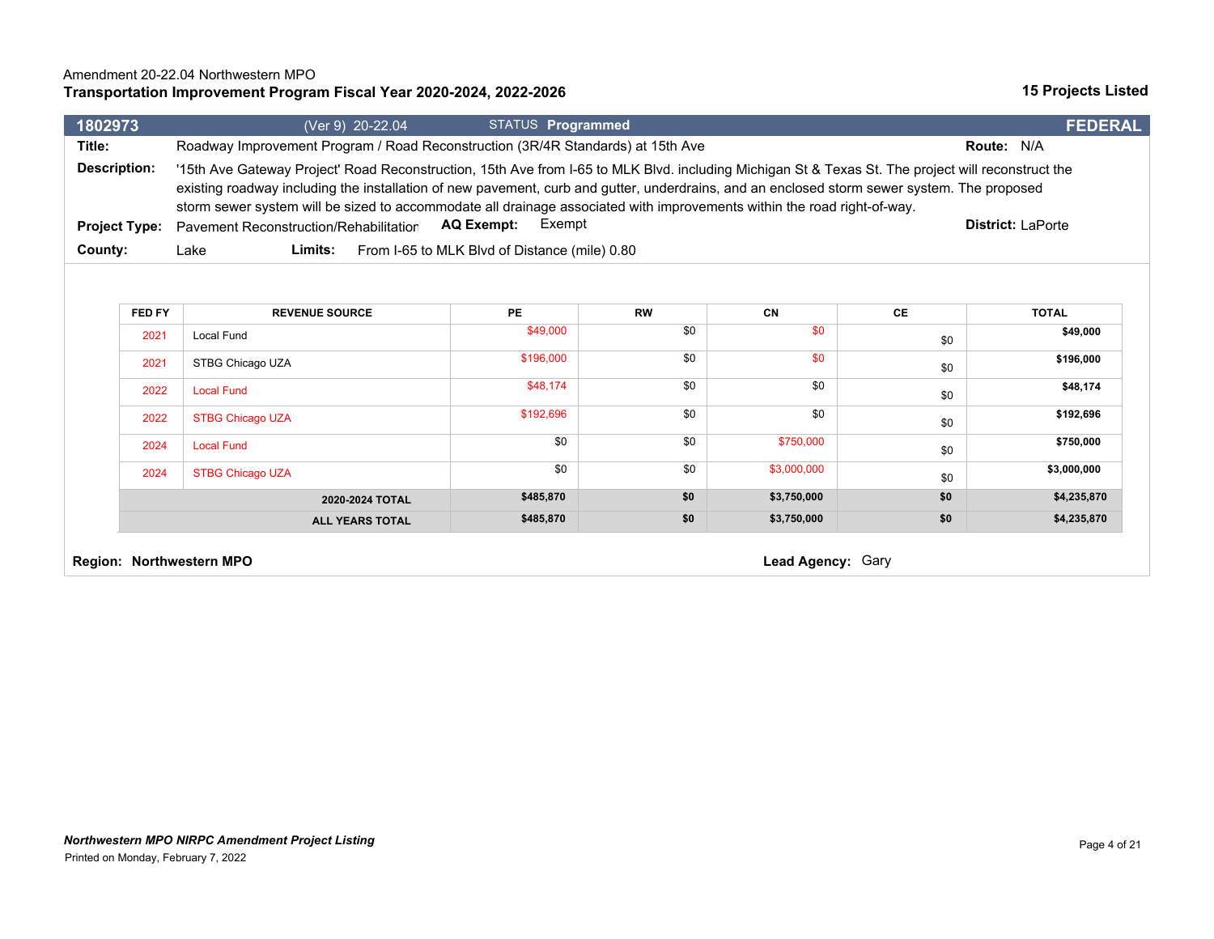Amendment 20-22.04 Northwestern MPO

**Transportation Improvement Program Fiscal Year 2020-2024, 2022-2026**

**15 Projects Listed**

| **1802973** | (Ver 9) 20-22.04 | STATUS **Programmed** | **FEDERAL** |
|---|---|---|---|

**Title:** Roadway Improvement Program / Road Reconstruction (3R/4R Standards) at 15th Ave

**Route:** N/A

**Description:** '15th Ave Gateway Project' Road Reconstruction, 15th Ave from I-65 to MLK Blvd. including Michigan St & Texas St. The project will reconstruct the existing roadway including the installation of new pavement, curb and gutter, underdrains, and an enclosed storm sewer system. The proposed storm sewer system will be sized to accommodate all drainage associated with improvements within the road right-of-way.

**Project Type:** Pavement Reconstruction/Rehabilitation **AQ Exempt:** Exempt

**District:** LaPorte

**County:** Lake **Limits:** From I-65 to MLK Blvd of Distance (mile) 0.80

| FED FY | REVENUE SOURCE | PE | RW | CN | CE | TOTAL |
|---|---|---|---|---|---|---|
| 2021 | Local Fund | $49,000 | $0 | $0 | $0 | $49,000 |
| 2021 | STBG Chicago UZA | $196,000 | $0 | $0 | $0 | $196,000 |
| 2022 | Local Fund | $48,174 | $0 | $0 | $0 | $48,174 |
| 2022 | STBG Chicago UZA | $192,696 | $0 | $0 | $0 | $192,696 |
| 2024 | Local Fund | $0 | $0 | $750,000 | $0 | $750,000 |
| 2024 | STBG Chicago UZA | $0 | $0 | $3,000,000 | $0 | $3,000,000 |
| | **2020-2024 TOTAL** | **$485,870** | **$0** | **$3,750,000** | **$0** | **$4,235,870** |
| | **ALL YEARS TOTAL** | **$485,870** | **$0** | **$3,750,000** | **$0** | **$4,235,870** |

**Region: Northwestern MPO**

**Lead Agency:** Gary

***Northwestern MPO NIRPC Amendment Project Listing***

Printed on Monday, February 7, 2022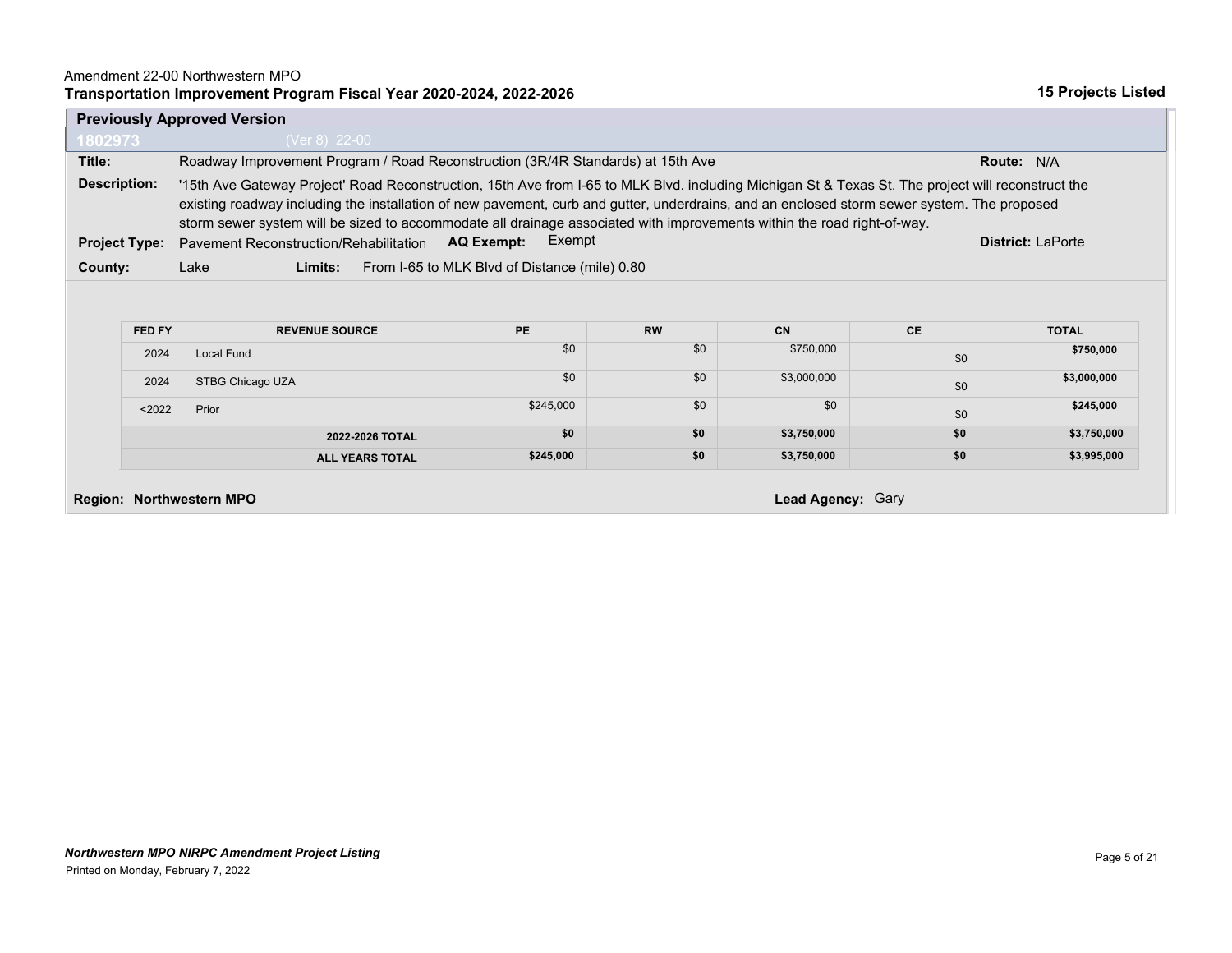Amendment 22-00 Northwestern MPO

**Transportation Improvement Program Fiscal Year 2020-2024, 2022-2026**

**15 Projects Listed**

**Previously Approved Version**

**1802973** (Ver 8) 22-00

**Title:** Roadway Improvement Program / Road Reconstruction (3R/4R Standards) at 15th Ave

**Route:** N/A

**Description:** '15th Ave Gateway Project' Road Reconstruction, 15th Ave from I-65 to MLK Blvd. including Michigan St & Texas St. The project will reconstruct the existing roadway including the installation of new pavement, curb and gutter, underdrains, and an enclosed storm sewer system. The proposed storm sewer system will be sized to accommodate all drainage associated with improvements within the road right-of-way.

**Project Type:** Pavement Reconstruction/Rehabilitation **AQ Exempt:** Exempt

**District:** LaPorte

**County:** Lake **Limits:** From I-65 to MLK Blvd of Distance (mile) 0.80

| FED FY | REVENUE SOURCE | PE | RW | CN | CE | TOTAL |
|---|---|---|---|---|---|---|
| 2024 | Local Fund | $0 | $0 | $750,000 | $0 | **$750,000** |
| 2024 | STBG Chicago UZA | $0 | $0 | $3,000,000 | $0 | **$3,000,000** |
| <2022 | Prior | $245,000 | $0 | $0 | $0 | **$245,000** |
| | **2022-2026 TOTAL** | **$0** | **$0** | **$3,750,000** | **$0** | **$3,750,000** |
| | **ALL YEARS TOTAL** | **$245,000** | **$0** | **$3,750,000** | **$0** | **$3,995,000** |

**Region: Northwestern MPO**

**Lead Agency:** Gary

***Northwestern MPO NIRPC Amendment Project Listing***

Printed on Monday, February 7, 2022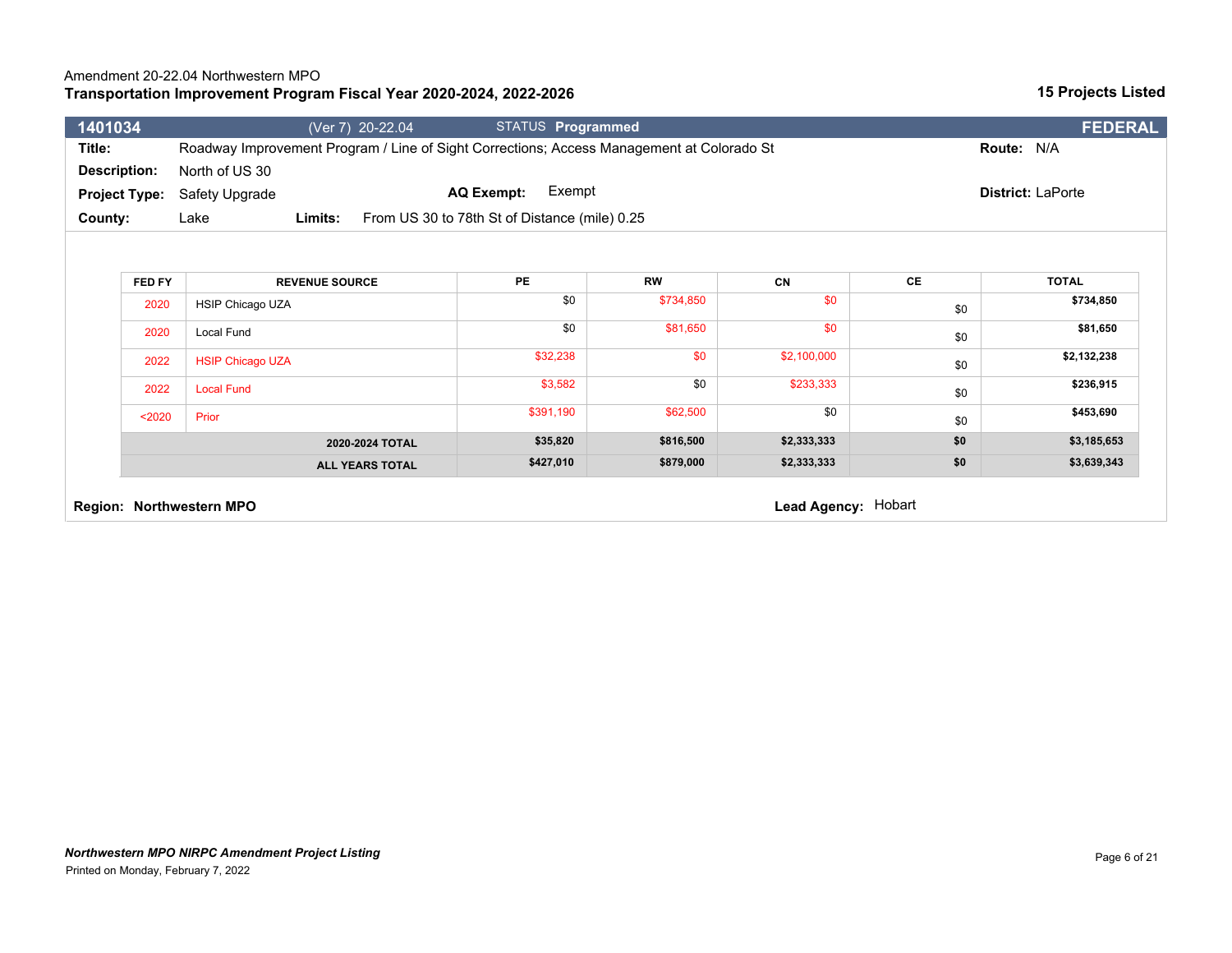Amendment 20-22.04 Northwestern MPO

**Transportation Improvement Program Fiscal Year 2020-2024, 2022-2026**

**15 Projects Listed**

| **1401034** | (Ver 7) 20-22.04 | STATUS **Programmed** | **FEDERAL** |
|---|---|---|---|

**Title:** Roadway Improvement Program / Line of Sight Corrections; Access Management at Colorado St **Route:** N/A

**Description:** North of US 30

**Project Type:** Safety Upgrade **AQ Exempt:** Exempt **District:** LaPorte

**County:** Lake **Limits:** From US 30 to 78th St of Distance (mile) 0.25

| FED FY | REVENUE SOURCE | PE | RW | CN | CE | TOTAL |
|---|---|---|---|---|---|---|
| 2020 | HSIP Chicago UZA | $0 | $734,850 | $0 | $0 | **$734,850** |
| 2020 | Local Fund | $0 | $81,650 | $0 | $0 | **$81,650** |
| 2022 | HSIP Chicago UZA | $32,238 | $0 | $2,100,000 | $0 | **$2,132,238** |
| 2022 | Local Fund | $3,582 | $0 | $233,333 | $0 | **$236,915** |
| <2020 | Prior | $391,190 | $62,500 | $0 | $0 | **$453,690** |
| | **2020-2024 TOTAL** | **$35,820** | **$816,500** | **$2,333,333** | **$0** | **$3,185,653** |
| | **ALL YEARS TOTAL** | **$427,010** | **$879,000** | **$2,333,333** | **$0** | **$3,639,343** |

**Region: Northwestern MPO** **Lead Agency:** Hobart

***Northwestern MPO NIRPC Amendment Project Listing***

Printed on Monday, February 7, 2022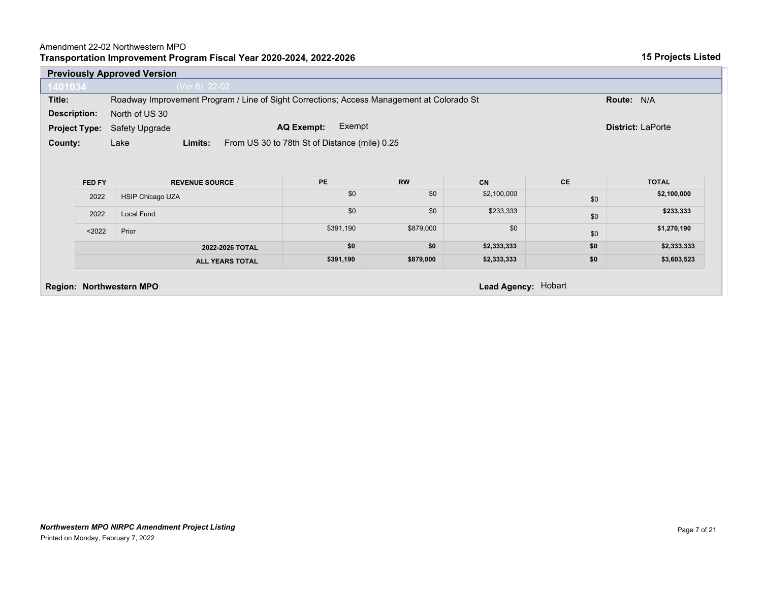Amendment 22-02 Northwestern MPO

**Transportation Improvement Program Fiscal Year 2020-2024, 2022-2026**

**15 Projects Listed**

## Previously Approved Version

**1401034** (Ver 6) 22-02

**Title:** Roadway Improvement Program / Line of Sight Corrections; Access Management at Colorado St

**Route:** N/A

**Description:** North of US 30

**Project Type:** Safety Upgrade

**AQ Exempt:** Exempt

**District:** LaPorte

**County:** Lake

**Limits:** From US 30 to 78th St of Distance (mile) 0.25

| FED FY | REVENUE SOURCE | PE | RW | CN | CE | TOTAL |
|---|---|---|---|---|---|---|
| 2022 | HSIP Chicago UZA | $0 | $0 | $2,100,000 | $0 | **$2,100,000** |
| 2022 | Local Fund | $0 | $0 | $233,333 | $0 | **$233,333** |
| <2022 | Prior | $391,190 | $879,000 | $0 | $0 | **$1,270,190** |
| | **2022-2026 TOTAL** | **$0** | **$0** | **$2,333,333** | **$0** | **$2,333,333** |
| | **ALL YEARS TOTAL** | **$391,190** | **$879,000** | **$2,333,333** | **$0** | **$3,603,523** |

**Region: Northwestern MPO**

**Lead Agency:** Hobart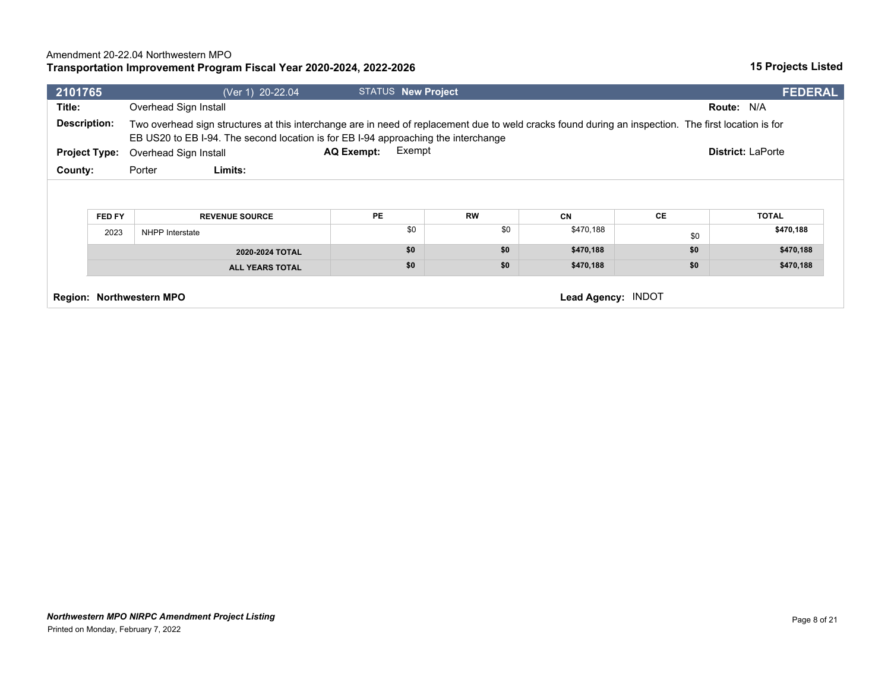Amendment 20-22.04 Northwestern MPO

**Transportation Improvement Program Fiscal Year 2020-2024, 2022-2026**

**15 Projects Listed**

| **2101765** | (Ver 1) 20-22.04 | STATUS **New Project** | **FEDERAL** |
|---|---|---|---|

**Title:** Overhead Sign Install
**Route:** N/A

**Description:** Two overhead sign structures at this interchange are in need of replacement due to weld cracks found during an inspection. The first location is for EB US20 to EB I-94. The second location is for EB I-94 approaching the interchange

**Project Type:** Overhead Sign Install
**AQ Exempt:** Exempt
**District:** LaPorte

**County:** Porter
**Limits:**

| FED FY | REVENUE SOURCE | PE | RW | CN | CE | TOTAL |
|---|---|---|---|---|---|---|
| 2023 | NHPP Interstate | $0 | $0 | $470,188 | $0 | **$470,188** |
| | **2020-2024 TOTAL** | **$0** | **$0** | **$470,188** | **$0** | **$470,188** |
| | **ALL YEARS TOTAL** | **$0** | **$0** | **$470,188** | **$0** | **$470,188** |

**Region: Northwestern MPO**
**Lead Agency:** INDOT

***Northwestern MPO NIRPC Amendment Project Listing***
Printed on Monday, February 7, 2022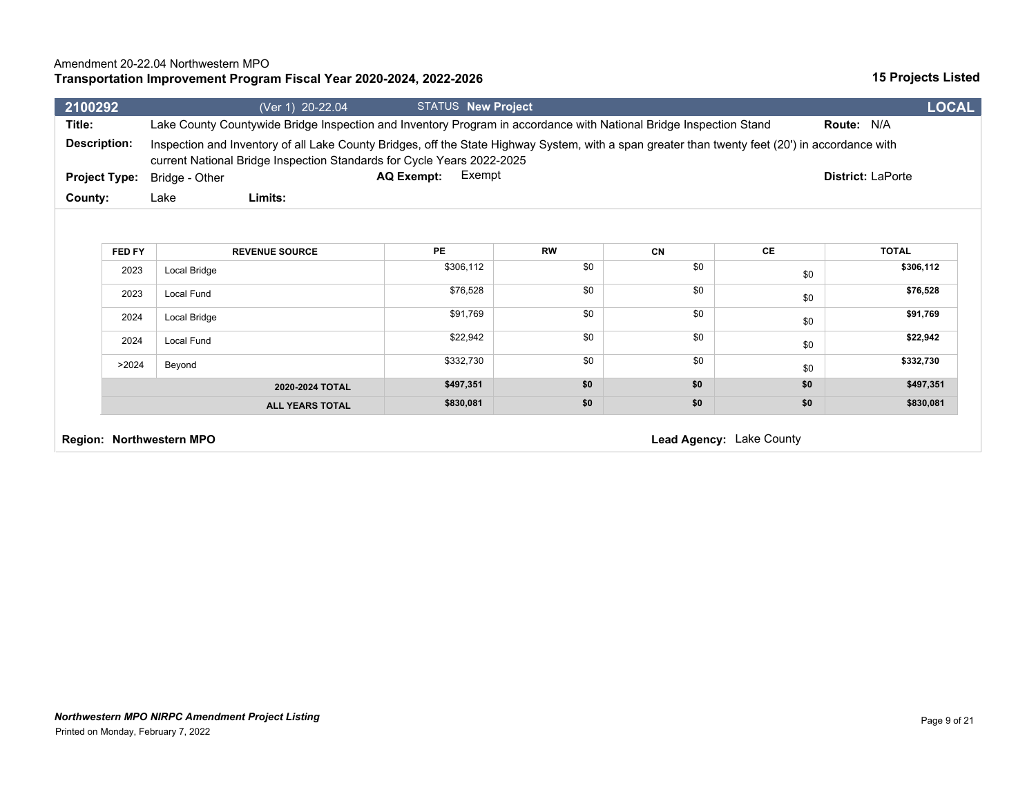Amendment 20-22.04 Northwestern MPO

**Transportation Improvement Program Fiscal Year 2020-2024, 2022-2026**

**15 Projects Listed**

| **2100292** | (Ver 1) 20-22.04 | STATUS **New Project** | **LOCAL** |
|---|---|---|---|

**Title:** Lake County Countywide Bridge Inspection and Inventory Program in accordance with National Bridge Inspection Stand **Route:** N/A

**Description:** Inspection and Inventory of all Lake County Bridges, off the State Highway System, with a span greater than twenty feet (20') in accordance with current National Bridge Inspection Standards for Cycle Years 2022-2025

**Project Type:** Bridge - Other **AQ Exempt:** Exempt **District:** LaPorte

**County:** Lake **Limits:**

| FED FY | REVENUE SOURCE | PE | RW | CN | CE | TOTAL |
|---|---|---|---|---|---|---|
| 2023 | Local Bridge | $306,112 | $0 | $0 | $0 | **$306,112** |
| 2023 | Local Fund | $76,528 | $0 | $0 | $0 | **$76,528** |
| 2024 | Local Bridge | $91,769 | $0 | $0 | $0 | **$91,769** |
| 2024 | Local Fund | $22,942 | $0 | $0 | $0 | **$22,942** |
| >2024 | Beyond | $332,730 | $0 | $0 | $0 | **$332,730** |
| | **2020-2024 TOTAL** | **$497,351** | **$0** | **$0** | **$0** | **$497,351** |
| | **ALL YEARS TOTAL** | **$830,081** | **$0** | **$0** | **$0** | **$830,081** |

**Region: Northwestern MPO** **Lead Agency:** Lake County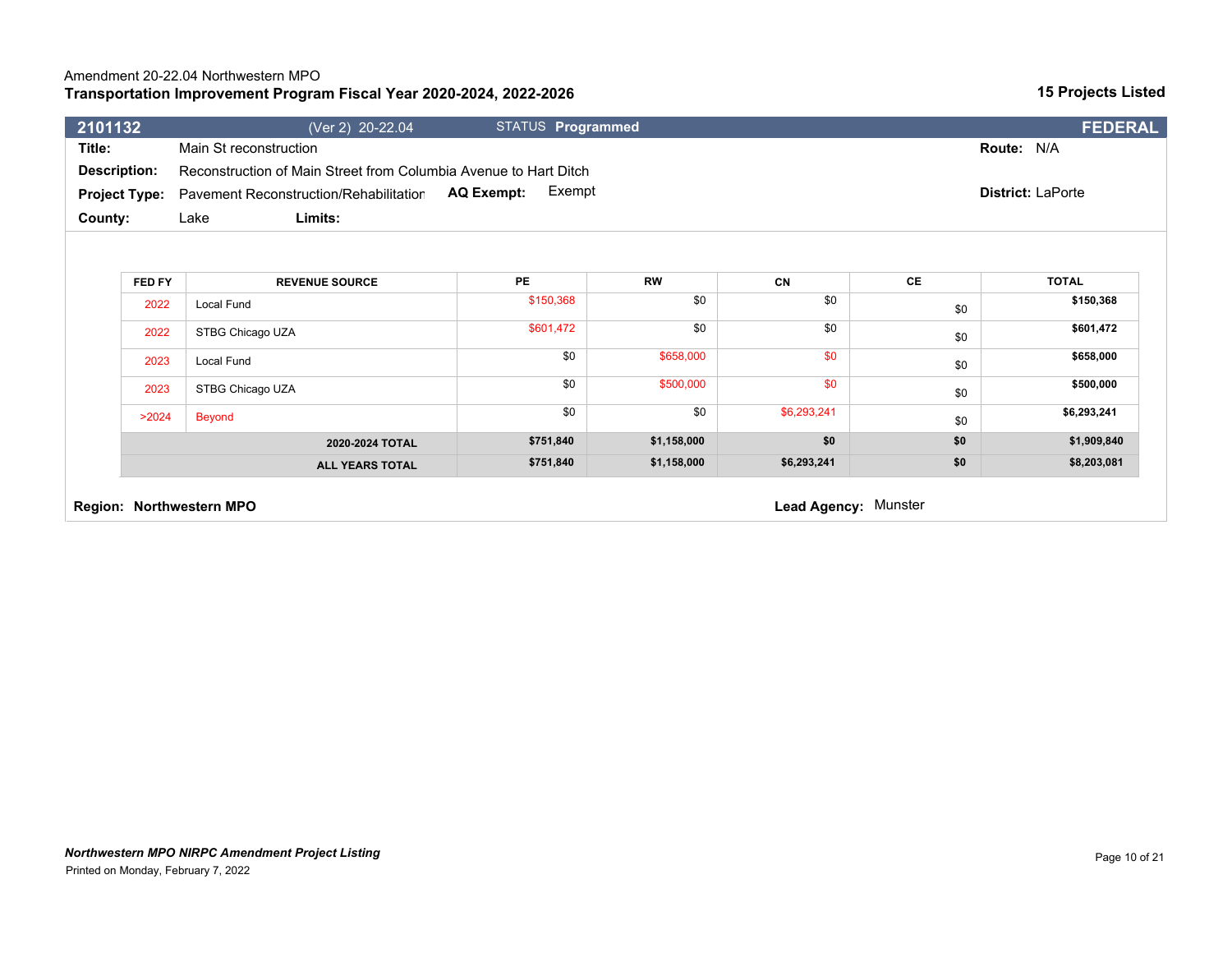Amendment 20-22.04 Northwestern MPO

**Transportation Improvement Program Fiscal Year 2020-2024, 2022-2026**

**15 Projects Listed**

**2101132** (Ver 2) 20-22.04 STATUS **Programmed** **FEDERAL**

**Title:** Main St reconstruction **Route:** N/A

**Description:** Reconstruction of Main Street from Columbia Avenue to Hart Ditch

**Project Type:** Pavement Reconstruction/Rehabilitation **AQ Exempt:** Exempt **District:** LaPorte

**County:** Lake **Limits:**

| FED FY | REVENUE SOURCE | PE | RW | CN | CE | TOTAL |
|---|---|---|---|---|---|---|
| 2022 | Local Fund | $150,368 | $0 | $0 | $0 | **$150,368** |
| 2022 | STBG Chicago UZA | $601,472 | $0 | $0 | $0 | **$601,472** |
| 2023 | Local Fund | $0 | $658,000 | $0 | $0 | **$658,000** |
| 2023 | STBG Chicago UZA | $0 | $500,000 | $0 | $0 | **$500,000** |
| >2024 | Beyond | $0 | $0 | $6,293,241 | $0 | **$6,293,241** |
| | **2020-2024 TOTAL** | **$751,840** | **$1,158,000** | **$0** | **$0** | **$1,909,840** |
| | **ALL YEARS TOTAL** | **$751,840** | **$1,158,000** | **$6,293,241** | **$0** | **$8,203,081** |

**Region: Northwestern MPO** **Lead Agency:** Munster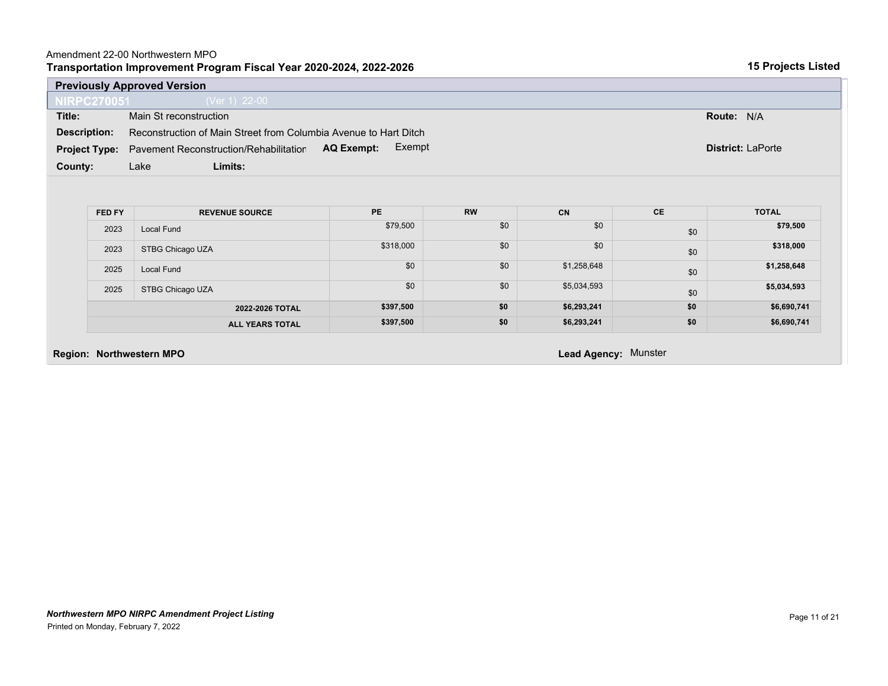Amendment 22-00 Northwestern MPO

**Transportation Improvement Program Fiscal Year 2020-2024, 2022-2026**

**15 Projects Listed**

## Previously Approved Version

**NIRPC270051** (Ver 1) 22-00

**Title:** Main St reconstruction

**Route:** N/A

**Description:** Reconstruction of Main Street from Columbia Avenue to Hart Ditch

**Project Type:** Pavement Reconstruction/Rehabilitation **AQ Exempt:** Exempt

**District:** LaPorte

**County:** Lake **Limits:**

| FED FY | REVENUE SOURCE | PE | RW | CN | CE | TOTAL |
|---|---|---|---|---|---|---|
| 2023 | Local Fund | $79,500 | $0 | $0 | $0 | **$79,500** |
| 2023 | STBG Chicago UZA | $318,000 | $0 | $0 | $0 | **$318,000** |
| 2025 | Local Fund | $0 | $0 | $1,258,648 | $0 | **$1,258,648** |
| 2025 | STBG Chicago UZA | $0 | $0 | $5,034,593 | $0 | **$5,034,593** |
| | **2022-2026 TOTAL** | **$397,500** | **$0** | **$6,293,241** | **$0** | **$6,690,741** |
| | **ALL YEARS TOTAL** | **$397,500** | **$0** | **$6,293,241** | **$0** | **$6,690,741** |

**Region: Northwestern MPO**

**Lead Agency:** Munster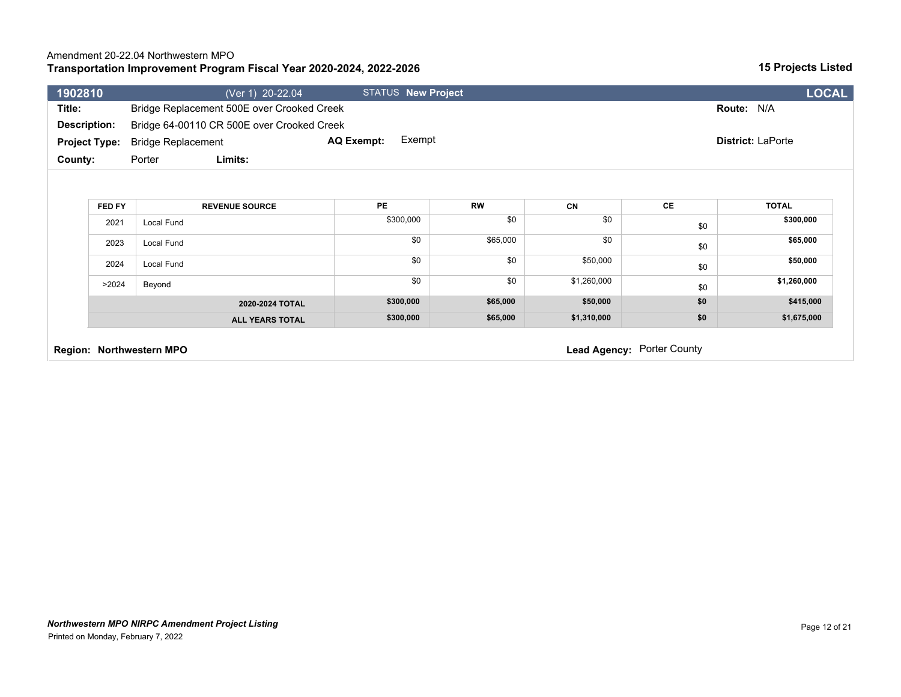Amendment 20-22.04 Northwestern MPO

**Transportation Improvement Program Fiscal Year 2020-2024, 2022-2026**

**15 Projects Listed**

| **1902810** | (Ver 1) 20-22.04 | STATUS **New Project** | **LOCAL** |
|---|---|---|---|

**Title:** Bridge Replacement 500E over Crooked Creek

**Route:** N/A

**Description:** Bridge 64-00110 CR 500E over Crooked Creek

**Project Type:** Bridge Replacement

**AQ Exempt:** Exempt

**District:** LaPorte

**County:** Porter

**Limits:**

| FED FY | REVENUE SOURCE | PE | RW | CN | CE | TOTAL |
|---|---|---|---|---|---|---|
| 2021 | Local Fund | $300,000 | $0 | $0 | $0 | **$300,000** |
| 2023 | Local Fund | $0 | $65,000 | $0 | $0 | **$65,000** |
| 2024 | Local Fund | $0 | $0 | $50,000 | $0 | **$50,000** |
| >2024 | Beyond | $0 | $0 | $1,260,000 | $0 | **$1,260,000** |
| | **2020-2024 TOTAL** | **$300,000** | **$65,000** | **$50,000** | **$0** | **$415,000** |
| | **ALL YEARS TOTAL** | **$300,000** | **$65,000** | **$1,310,000** | **$0** | **$1,675,000** |

**Region: Northwestern MPO**

**Lead Agency:** Porter County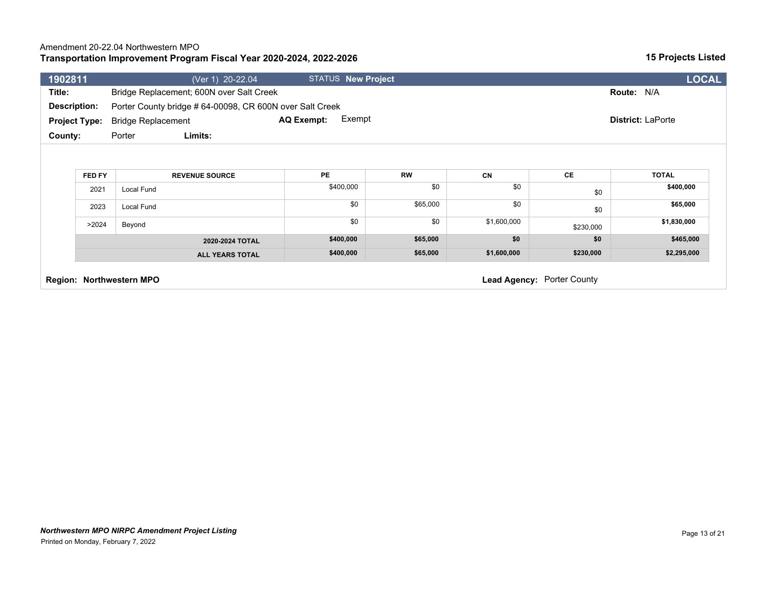Amendment 20-22.04 Northwestern MPO

**Transportation Improvement Program Fiscal Year 2020-2024, 2022-2026**

**15 Projects Listed**

| **1902811** | (Ver 1) 20-22.04 | STATUS **New Project** | **LOCAL** |
|---|---|---|---|

**Title:** Bridge Replacement; 600N over Salt Creek — **Route:** N/A

**Description:** Porter County bridge # 64-00098, CR 600N over Salt Creek

**Project Type:** Bridge Replacement — **AQ Exempt:** Exempt — **District:** LaPorte

**County:** Porter — **Limits:**

| FED FY | REVENUE SOURCE | PE | RW | CN | CE | TOTAL |
|---|---|---|---|---|---|---|
| 2021 | Local Fund | $400,000 | $0 | $0 | $0 | **$400,000** |
| 2023 | Local Fund | $0 | $65,000 | $0 | $0 | **$65,000** |
| >2024 | Beyond | $0 | $0 | $1,600,000 | $230,000 | **$1,830,000** |
| | **2020-2024 TOTAL** | **$400,000** | **$65,000** | **$0** | **$0** | **$465,000** |
| | **ALL YEARS TOTAL** | **$400,000** | **$65,000** | **$1,600,000** | **$230,000** | **$2,295,000** |

**Region:** **Northwestern MPO** — **Lead Agency:** Porter County

***Northwestern MPO NIRPC Amendment Project Listing***

Printed on Monday, February 7, 2022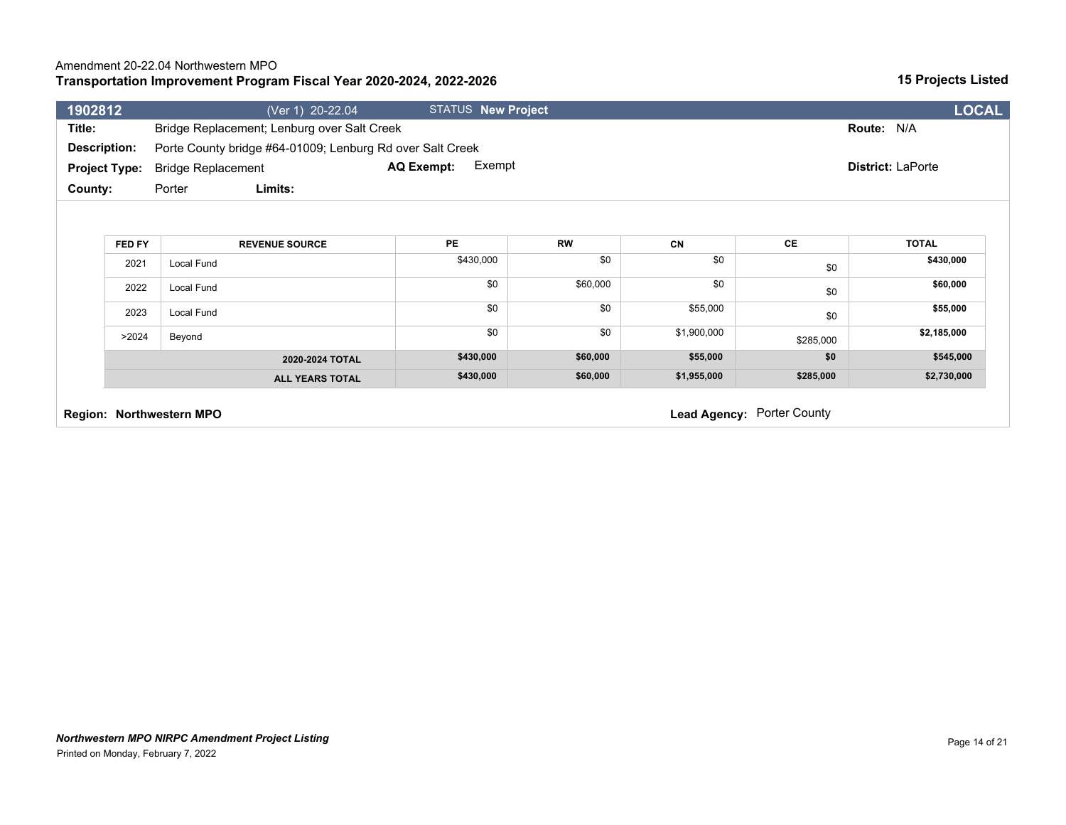Amendment 20-22.04 Northwestern MPO

**Transportation Improvement Program Fiscal Year 2020-2024, 2022-2026**

**15 Projects Listed**

| **1902812** | (Ver 1) 20-22.04 | STATUS **New Project** | **LOCAL** |
|---|---|---|---|

**Title:** Bridge Replacement; Lenburg over Salt Creek
**Route:** N/A

**Description:** Porte County bridge #64-01009; Lenburg Rd over Salt Creek

**Project Type:** Bridge Replacement
**AQ Exempt:** Exempt
**District:** LaPorte

**County:** Porter
**Limits:**

| FED FY | REVENUE SOURCE | PE | RW | CN | CE | TOTAL |
|---|---|---|---|---|---|---|
| 2021 | Local Fund | $430,000 | $0 | $0 | $0 | **$430,000** |
| 2022 | Local Fund | $0 | $60,000 | $0 | $0 | **$60,000** |
| 2023 | Local Fund | $0 | $0 | $55,000 | $0 | **$55,000** |
| >2024 | Beyond | $0 | $0 | $1,900,000 | $285,000 | **$2,185,000** |
| | **2020-2024 TOTAL** | **$430,000** | **$60,000** | **$55,000** | **$0** | **$545,000** |
| | **ALL YEARS TOTAL** | **$430,000** | **$60,000** | **$1,955,000** | **$285,000** | **$2,730,000** |

**Region: Northwestern MPO**

**Lead Agency:** Porter County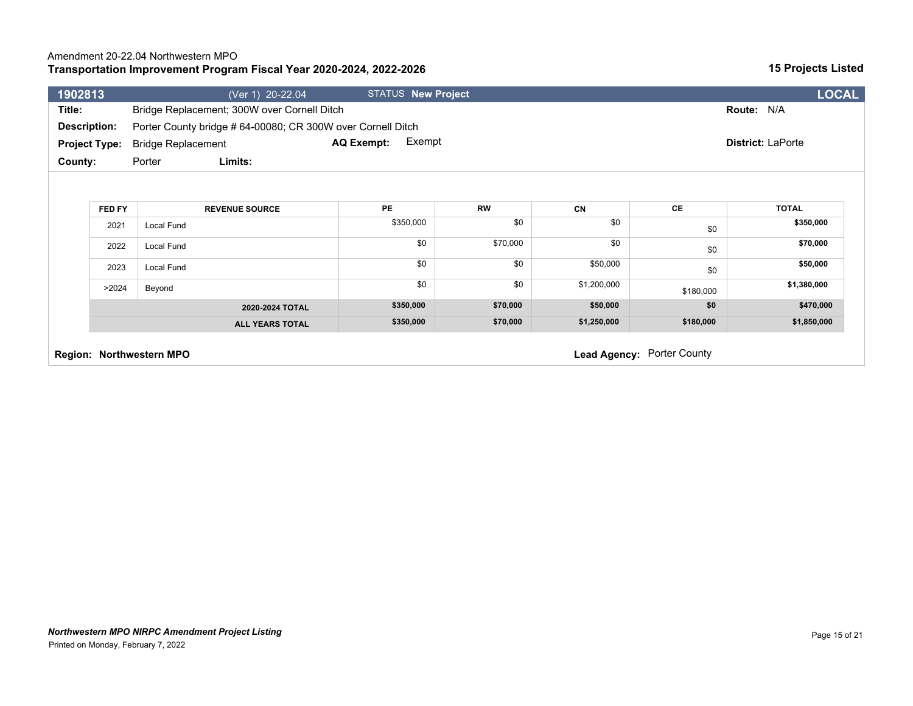Amendment 20-22.04 Northwestern MPO
**Transportation Improvement Program Fiscal Year 2020-2024, 2022-2026**

**15 Projects Listed**

| **1902813** | (Ver 1) 20-22.04 | STATUS **New Project** | **LOCAL** |
|---|---|---|---|

**Title:** Bridge Replacement; 300W over Cornell Ditch
**Route:** N/A

**Description:** Porter County bridge # 64-00080; CR 300W over Cornell Ditch

**Project Type:** Bridge Replacement
**AQ Exempt:** Exempt
**District:** LaPorte

**County:** Porter
**Limits:**

| FED FY | REVENUE SOURCE | PE | RW | CN | CE | TOTAL |
|---|---|---|---|---|---|---|
| 2021 | Local Fund | $350,000 | $0 | $0 | $0 | **$350,000** |
| 2022 | Local Fund | $0 | $70,000 | $0 | $0 | **$70,000** |
| 2023 | Local Fund | $0 | $0 | $50,000 | $0 | **$50,000** |
| >2024 | Beyond | $0 | $0 | $1,200,000 | $180,000 | **$1,380,000** |
| | **2020-2024 TOTAL** | **$350,000** | **$70,000** | **$50,000** | **$0** | **$470,000** |
| | **ALL YEARS TOTAL** | **$350,000** | **$70,000** | **$1,250,000** | **$180,000** | **$1,850,000** |

**Region: Northwestern MPO**
**Lead Agency:** Porter County

***Northwestern MPO NIRPC Amendment Project Listing***
Printed on Monday, February 7, 2022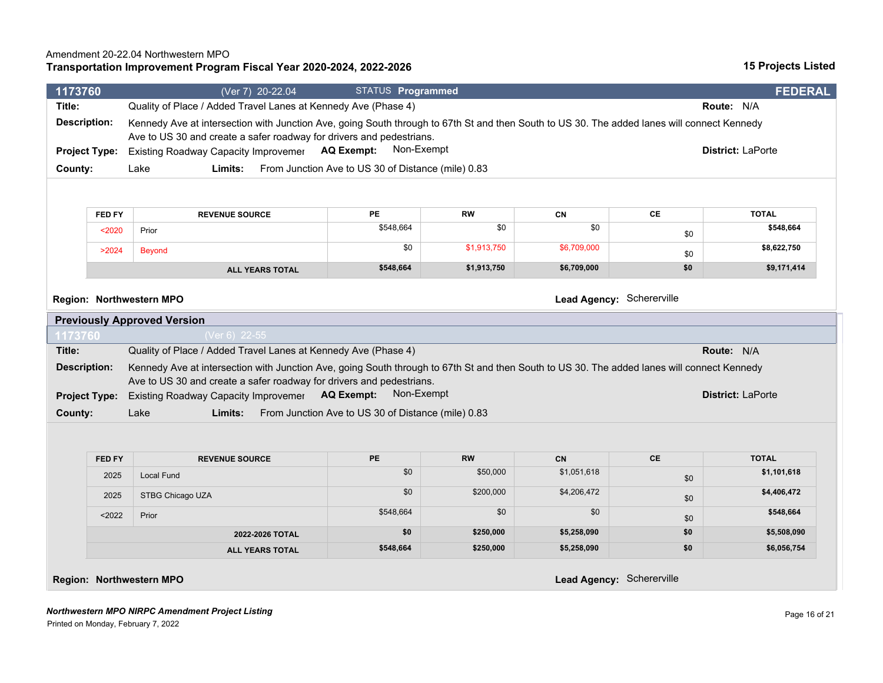Amendment 20-22.04 Northwestern MPO

**Transportation Improvement Program Fiscal Year 2020-2024, 2022-2026**

**15 Projects Listed**

## 1173760 (Ver 7) 20-22.04 STATUS **Programmed** — FEDERAL

**Title:** Quality of Place / Added Travel Lanes at Kennedy Ave (Phase 4)

**Route:** N/A

**Description:** Kennedy Ave at intersection with Junction Ave, going South through to 67th St and then South to US 30. The added lanes will connect Kennedy Ave to US 30 and create a safer roadway for drivers and pedestrians.

**Project Type:** Existing Roadway Capacity Improvemer **AQ Exempt:** Non-Exempt **District:** LaPorte

**County:** Lake **Limits:** From Junction Ave to US 30 of Distance (mile) 0.83

| FED FY | REVENUE SOURCE | PE | RW | CN | CE | TOTAL |
|---|---|---|---|---|---|---|
| <2020 | Prior | $548,664 | $0 | $0 | $0 | **$548,664** |
| >2024 | Beyond | $0 | $1,913,750 | $6,709,000 | $0 | **$8,622,750** |
| | **ALL YEARS TOTAL** | **$548,664** | **$1,913,750** | **$6,709,000** | **$0** | **$9,171,414** |

**Region: Northwestern MPO**

**Lead Agency:** Schererville

### Previously Approved Version

## 1173760 (Ver 6) 22-55

**Title:** Quality of Place / Added Travel Lanes at Kennedy Ave (Phase 4)

**Route:** N/A

**Description:** Kennedy Ave at intersection with Junction Ave, going South through to 67th St and then South to US 30. The added lanes will connect Kennedy Ave to US 30 and create a safer roadway for drivers and pedestrians.

**Project Type:** Existing Roadway Capacity Improvemer **AQ Exempt:** Non-Exempt **District:** LaPorte

**County:** Lake **Limits:** From Junction Ave to US 30 of Distance (mile) 0.83

| FED FY | REVENUE SOURCE | PE | RW | CN | CE | TOTAL |
|---|---|---|---|---|---|---|
| 2025 | Local Fund | $0 | $50,000 | $1,051,618 | $0 | **$1,101,618** |
| 2025 | STBG Chicago UZA | $0 | $200,000 | $4,206,472 | $0 | **$4,406,472** |
| <2022 | Prior | $548,664 | $0 | $0 | $0 | **$548,664** |
| | **2022-2026 TOTAL** | **$0** | **$250,000** | **$5,258,090** | **$0** | **$5,508,090** |
| | **ALL YEARS TOTAL** | **$548,664** | **$250,000** | **$5,258,090** | **$0** | **$6,056,754** |

**Region: Northwestern MPO**

**Lead Agency:** Schererville

***Northwestern MPO NIRPC Amendment Project Listing***

Printed on Monday, February 7, 2022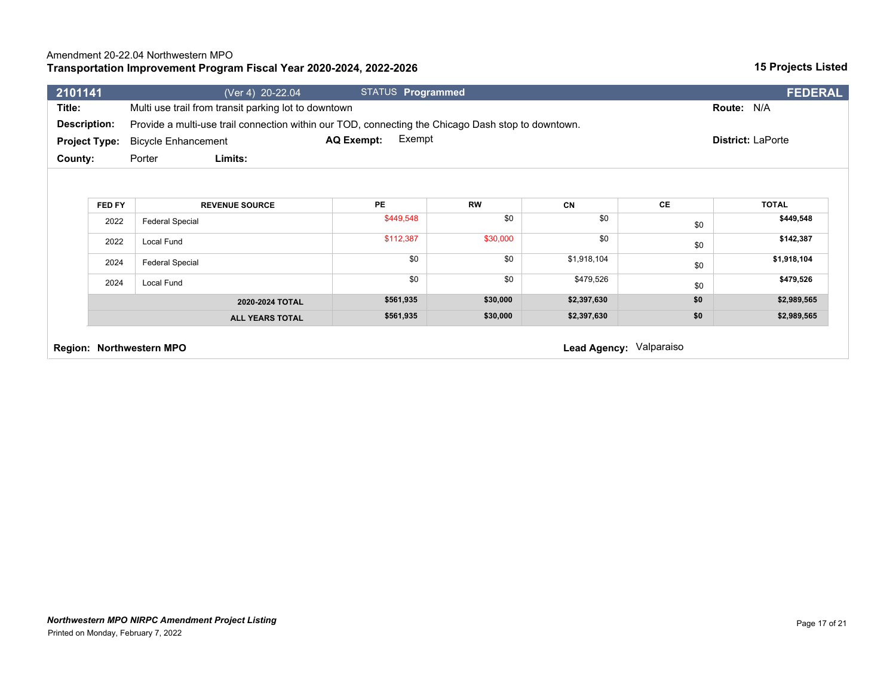Amendment 20-22.04 Northwestern MPO

**Transportation Improvement Program Fiscal Year 2020-2024, 2022-2026**

**15 Projects Listed**

| **2101141** | (Ver 4) 20-22.04 | STATUS **Programmed** | **FEDERAL** |
|---|---|---|---|

**Title:** Multi use trail from transit parking lot to downtown **Route:** N/A

**Description:** Provide a multi-use trail connection within our TOD, connecting the Chicago Dash stop to downtown.

**Project Type:** Bicycle Enhancement **AQ Exempt:** Exempt **District:** LaPorte

**County:** Porter **Limits:**

| FED FY | REVENUE SOURCE | PE | RW | CN | CE | TOTAL |
|---|---|---|---|---|---|---|
| 2022 | Federal Special | $449,548 | $0 | $0 | $0 | **$449,548** |
| 2022 | Local Fund | $112,387 | $30,000 | $0 | $0 | **$142,387** |
| 2024 | Federal Special | $0 | $0 | $1,918,104 | $0 | **$1,918,104** |
| 2024 | Local Fund | $0 | $0 | $479,526 | $0 | **$479,526** |
| | **2020-2024 TOTAL** | **$561,935** | **$30,000** | **$2,397,630** | **$0** | **$2,989,565** |
| | **ALL YEARS TOTAL** | **$561,935** | **$30,000** | **$2,397,630** | **$0** | **$2,989,565** |

**Region: Northwestern MPO** **Lead Agency:** Valparaiso

***Northwestern MPO NIRPC Amendment Project Listing***

Printed on Monday, February 7, 2022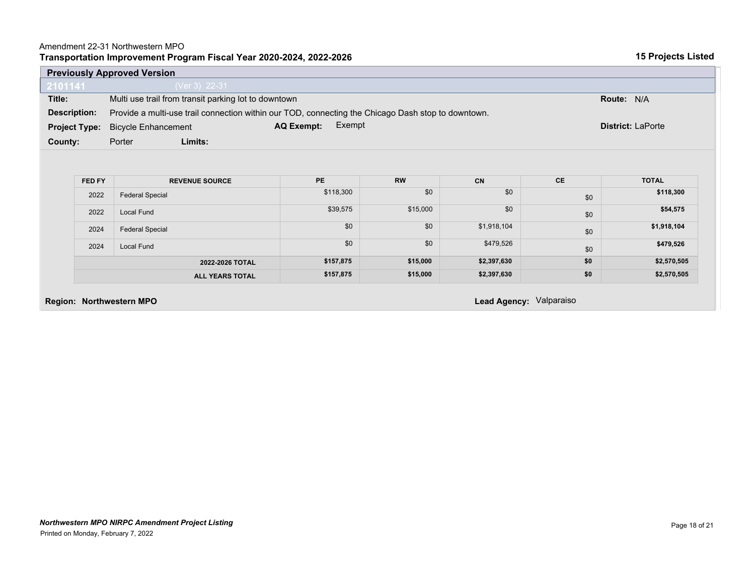Amendment 22-31 Northwestern MPO
**Transportation Improvement Program Fiscal Year 2020-2024, 2022-2026** **15 Projects Listed**

**Previously Approved Version**

**2101141** (Ver 3) 22-31

**Title:** Multi use trail from transit parking lot to downtown **Route:** N/A

**Description:** Provide a multi-use trail connection within our TOD, connecting the Chicago Dash stop to downtown.

**Project Type:** Bicycle Enhancement **AQ Exempt:** Exempt **District:** LaPorte

**County:** Porter **Limits:**

| FED FY | REVENUE SOURCE | PE | RW | CN | CE | TOTAL |
|---|---|---|---|---|---|---|
| 2022 | Federal Special | $118,300 | $0 | $0 | $0 | **$118,300** |
| 2022 | Local Fund | $39,575 | $15,000 | $0 | $0 | **$54,575** |
| 2024 | Federal Special | $0 | $0 | $1,918,104 | $0 | **$1,918,104** |
| 2024 | Local Fund | $0 | $0 | $479,526 | $0 | **$479,526** |
| | **2022-2026 TOTAL** | **$157,875** | **$15,000** | **$2,397,630** | **$0** | **$2,570,505** |
| | **ALL YEARS TOTAL** | **$157,875** | **$15,000** | **$2,397,630** | **$0** | **$2,570,505** |

**Region: Northwestern MPO** **Lead Agency:** Valparaiso

***Northwestern MPO NIRPC Amendment Project Listing***
Printed on Monday, February 7, 2022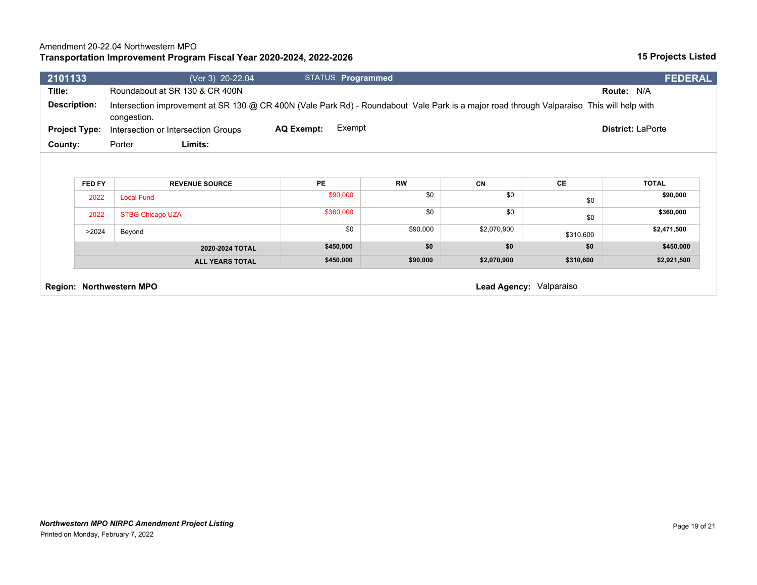Amendment 20-22.04 Northwestern MPO

**Transportation Improvement Program Fiscal Year 2020-2024, 2022-2026**

**15 Projects Listed**

| **2101133** | (Ver 3) 20-22.04 | STATUS **Programmed** | **FEDERAL** |
|---|---|---|---|

**Title:** Roundabout at SR 130 & CR 400N **Route:** N/A

**Description:** Intersection improvement at SR 130 @ CR 400N (Vale Park Rd) - Roundabout Vale Park is a major road through Valparaiso This will help with congestion.

**Project Type:** Intersection or Intersection Groups **AQ Exempt:** Exempt **District:** LaPorte

**County:** Porter **Limits:**

| FED FY | REVENUE SOURCE | PE | RW | CN | CE | TOTAL |
|---|---|---|---|---|---|---|
| 2022 | Local Fund | $90,000 | $0 | $0 | $0 | **$90,000** |
| 2022 | STBG Chicago UZA | $360,000 | $0 | $0 | $0 | **$360,000** |
| >2024 | Beyond | $0 | $90,000 | $2,070,900 | $310,600 | **$2,471,500** |
| | **2020-2024 TOTAL** | **$450,000** | **$0** | **$0** | **$0** | **$450,000** |
| | **ALL YEARS TOTAL** | **$450,000** | **$90,000** | **$2,070,900** | **$310,600** | **$2,921,500** |

**Region: Northwestern MPO** **Lead Agency:** Valparaiso

***Northwestern MPO NIRPC Amendment Project Listing***

Printed on Monday, February 7, 2022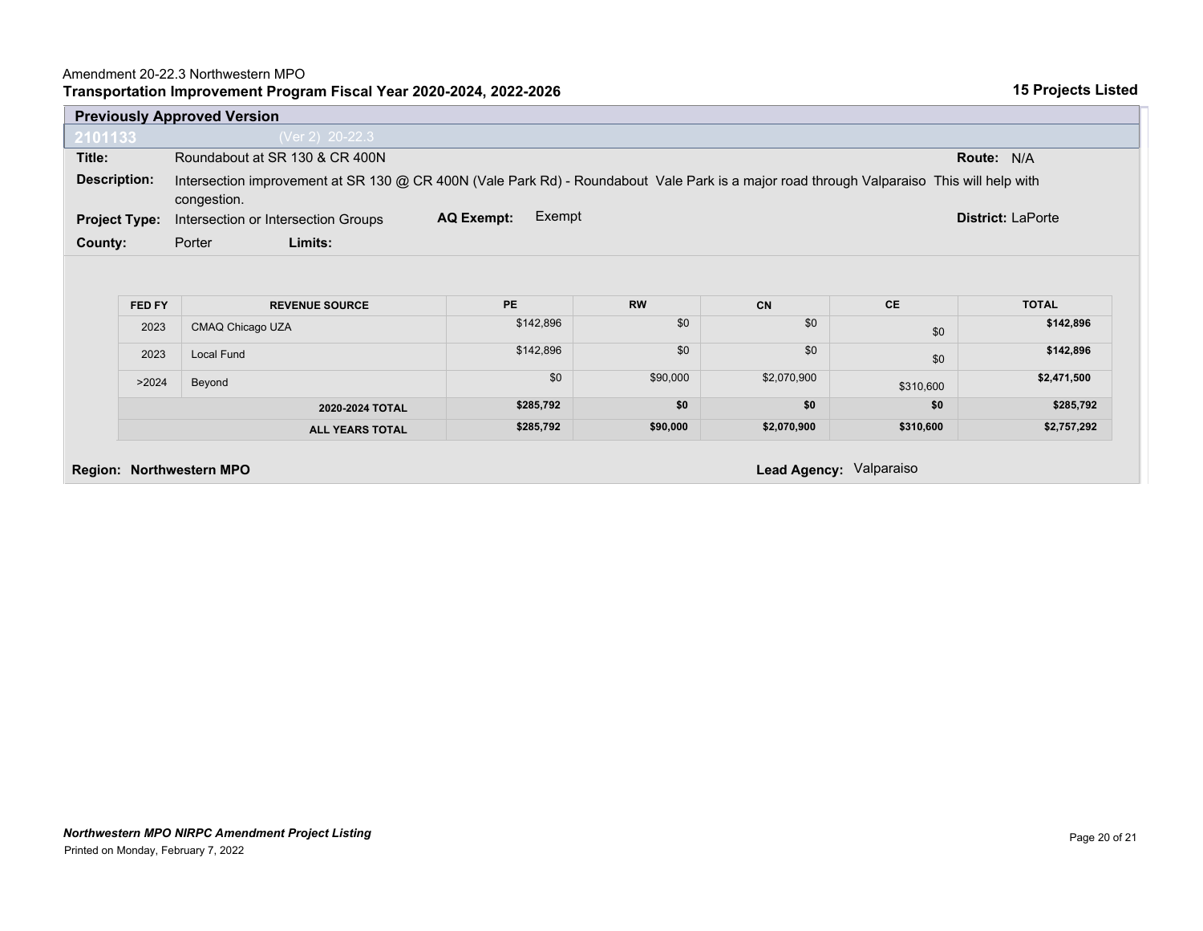Amendment 20-22.3 Northwestern MPO

**Transportation Improvement Program Fiscal Year 2020-2024, 2022-2026** **15 Projects Listed**

**Previously Approved Version**

**2101133** (Ver 2) 20-22.3

**Title:** Roundabout at SR 130 & CR 400N **Route:** N/A

**Description:** Intersection improvement at SR 130 @ CR 400N (Vale Park Rd) - Roundabout Vale Park is a major road through Valparaiso This will help with congestion.

**Project Type:** Intersection or Intersection Groups **AQ Exempt:** Exempt **District:** LaPorte

**County:** Porter **Limits:**

| FED FY | REVENUE SOURCE | PE | RW | CN | CE | TOTAL |
|---|---|---|---|---|---|---|
| 2023 | CMAQ Chicago UZA | $142,896 | $0 | $0 | $0 | **$142,896** |
| 2023 | Local Fund | $142,896 | $0 | $0 | $0 | **$142,896** |
| >2024 | Beyond | $0 | $90,000 | $2,070,900 | $310,600 | **$2,471,500** |
| | **2020-2024 TOTAL** | **$285,792** | **$0** | **$0** | **$0** | **$285,792** |
| | **ALL YEARS TOTAL** | **$285,792** | **$90,000** | **$2,070,900** | **$310,600** | **$2,757,292** |

**Region: Northwestern MPO** **Lead Agency:** Valparaiso

***Northwestern MPO NIRPC Amendment Project Listing***

Printed on Monday, February 7, 2022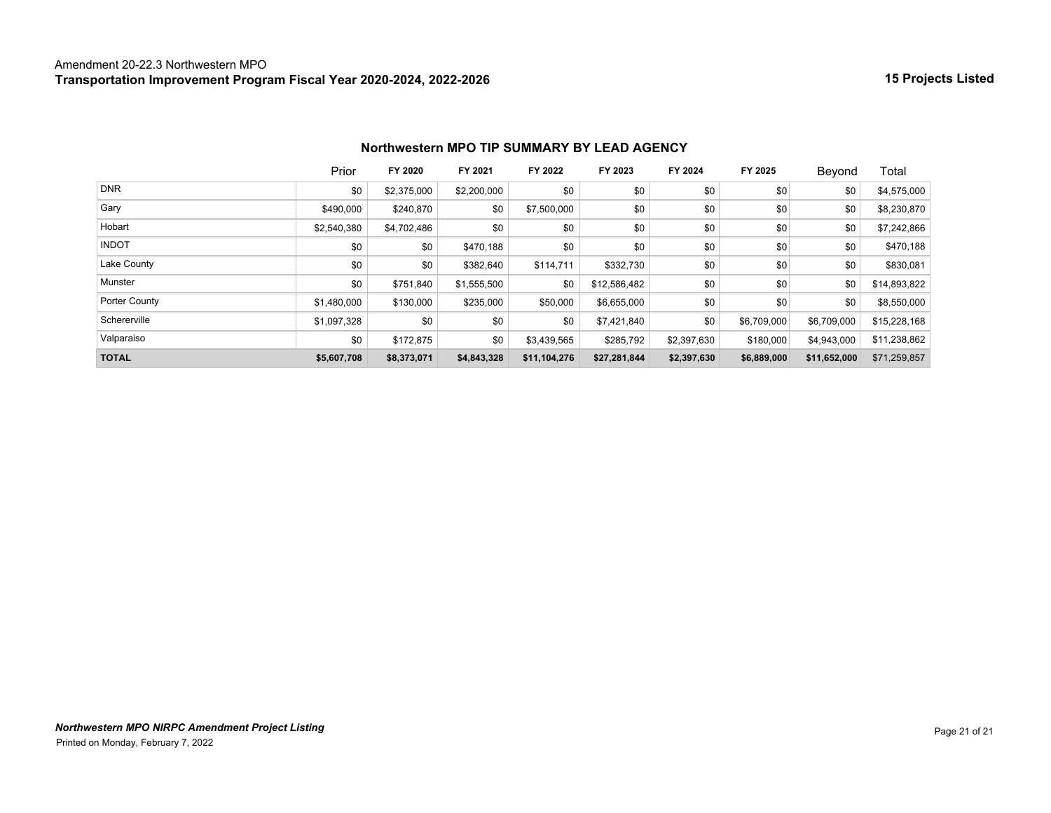Amendment 20-22.3 Northwestern MPO

**Transportation Improvement Program Fiscal Year 2020-2024, 2022-2026**

**15 Projects Listed**

## Northwestern MPO TIP SUMMARY BY LEAD AGENCY

| | Prior | FY 2020 | FY 2021 | FY 2022 | FY 2023 | FY 2024 | FY 2025 | Beyond | Total |
|---|---|---|---|---|---|---|---|---|---|
| DNR | $0 | $2,375,000 | $2,200,000 | $0 | $0 | $0 | $0 | $0 | $4,575,000 |
| Gary | $490,000 | $240,870 | $0 | $7,500,000 | $0 | $0 | $0 | $0 | $8,230,870 |
| Hobart | $2,540,380 | $4,702,486 | $0 | $0 | $0 | $0 | $0 | $0 | $7,242,866 |
| INDOT | $0 | $0 | $470,188 | $0 | $0 | $0 | $0 | $0 | $470,188 |
| Lake County | $0 | $0 | $382,640 | $114,711 | $332,730 | $0 | $0 | $0 | $830,081 |
| Munster | $0 | $751,840 | $1,555,500 | $0 | $12,586,482 | $0 | $0 | $0 | $14,893,822 |
| Porter County | $1,480,000 | $130,000 | $235,000 | $50,000 | $6,655,000 | $0 | $0 | $0 | $8,550,000 |
| Schererville | $1,097,328 | $0 | $0 | $0 | $7,421,840 | $0 | $6,709,000 | $6,709,000 | $15,228,168 |
| Valparaiso | $0 | $172,875 | $0 | $3,439,565 | $285,792 | $2,397,630 | $180,000 | $4,943,000 | $11,238,862 |
| **TOTAL** | **$5,607,708** | **$8,373,071** | **$4,843,328** | **$11,104,276** | **$27,281,844** | **$2,397,630** | **$6,889,000** | **$11,652,000** | $71,259,857 |

***Northwestern MPO NIRPC Amendment Project Listing***

Printed on Monday, February 7, 2022